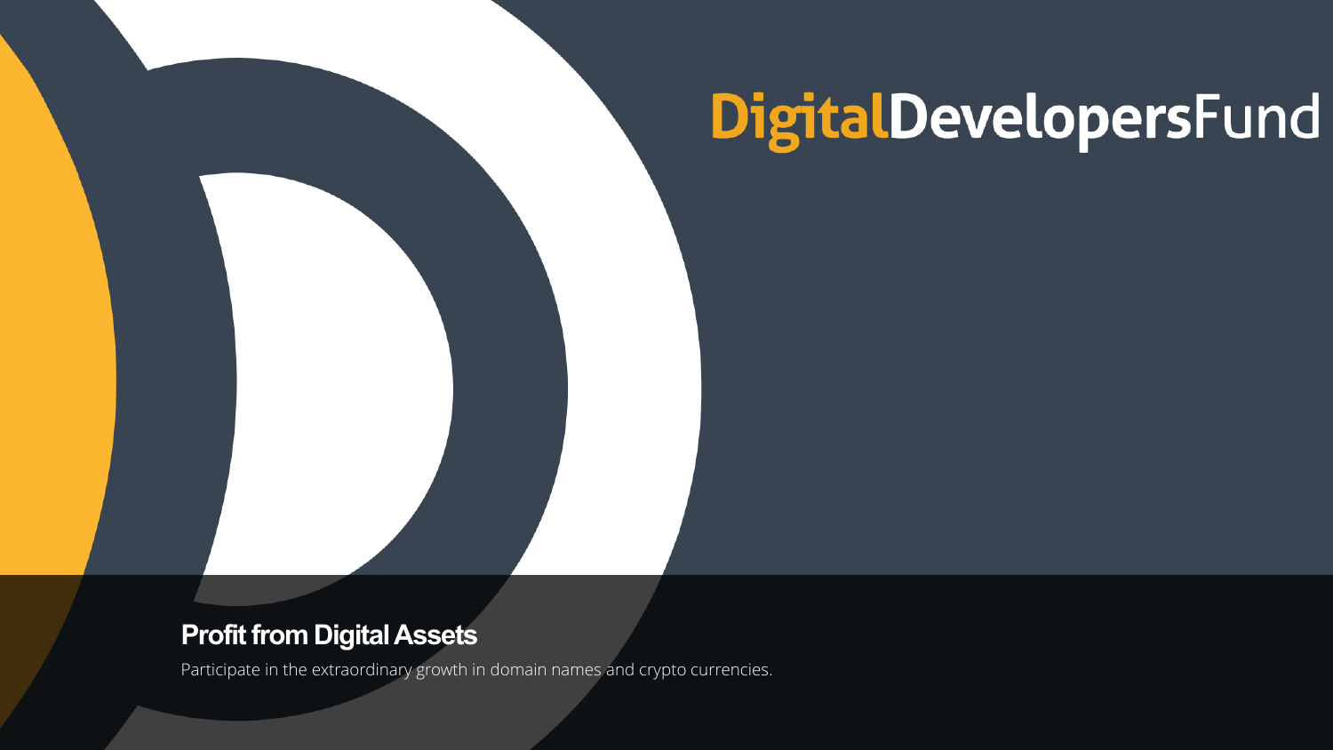# DigitalDevelopersFund

## Profit from Digital Assets

Participate in the extraordinary growth in domain names and crypto currencies.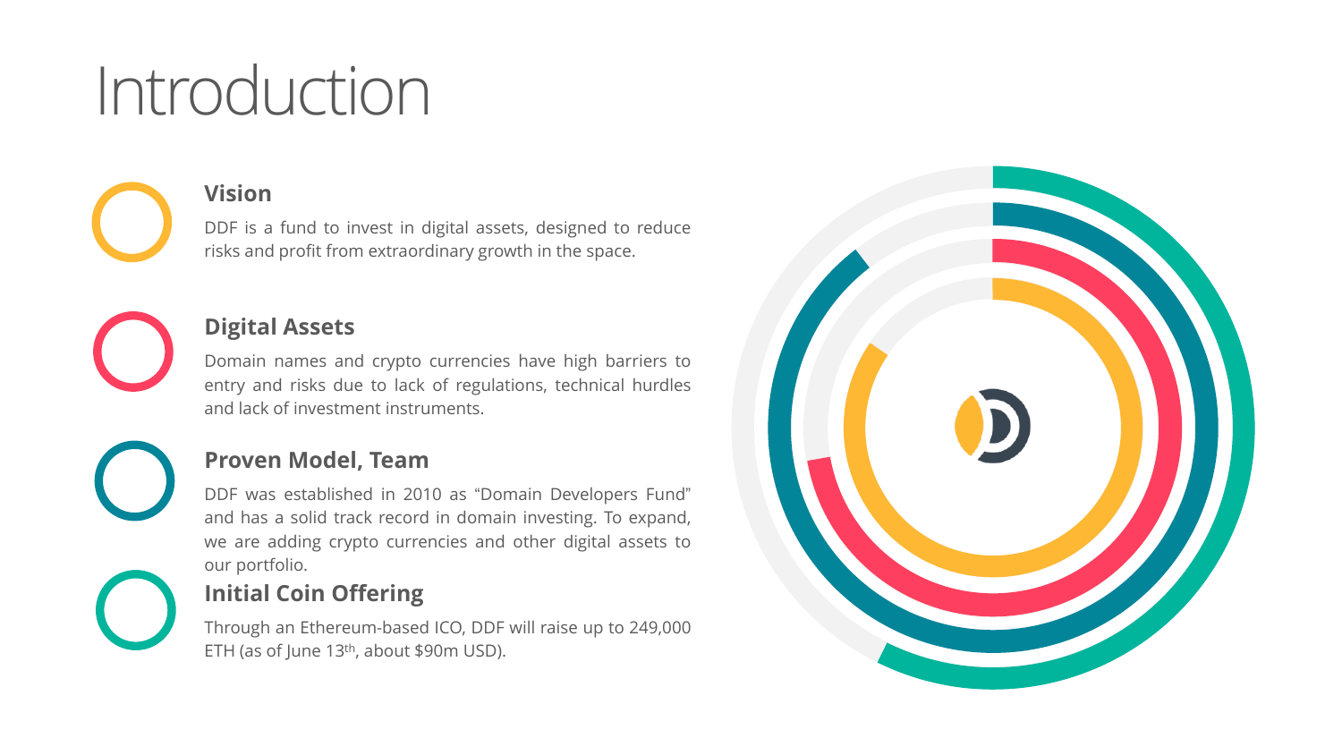# Introduction

### Vision

DDF is a fund to invest in digital assets, designed to reduce risks and profit from extraordinary growth in the space.

### Digital Assets

Domain names and crypto currencies have high barriers to entry and risks due to lack of regulations, technical hurdles and lack of investment instruments.

### Proven Model, Team

DDF was established in 2010 as “Domain Developers Fund” and has a solid track record in domain investing. To expand, we are adding crypto currencies and other digital assets to our portfolio.

### Initial Coin Offering

Through an Ethereum-based ICO, DDF will raise up to 249,000 ETH (as of June 13th, about $90m USD).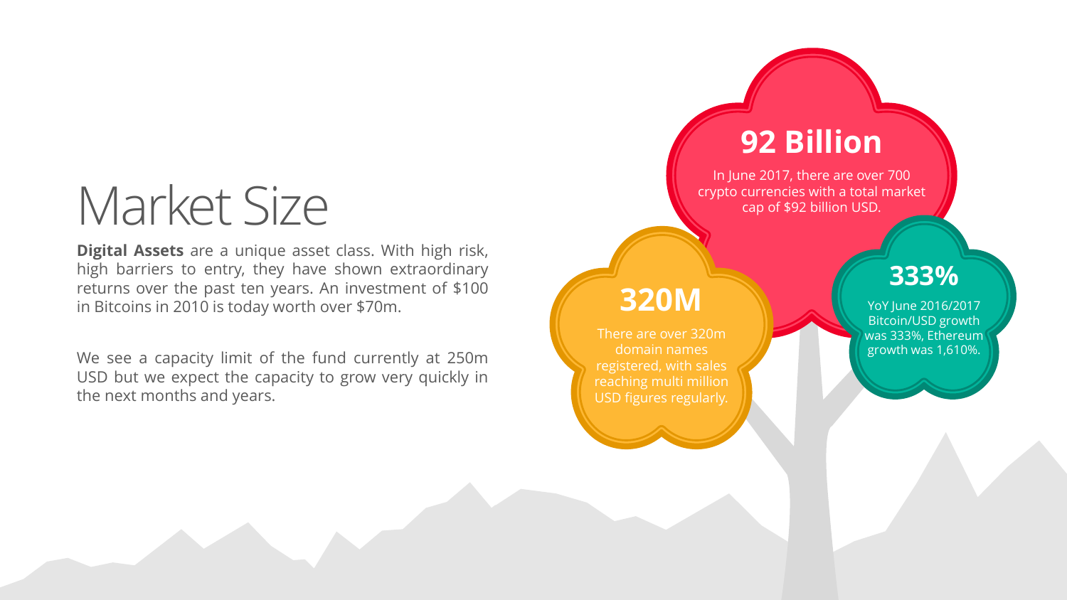# Market Size

**Digital Assets** are a unique asset class. With high risk, high barriers to entry, they have shown extraordinary returns over the past ten years. An investment of $100 in Bitcoins in 2010 is today worth over $70m.

We see a capacity limit of the fund currently at 250m USD but we expect the capacity to grow very quickly in the next months and years.

**92 Billion**

In June 2017, there are over 700 crypto currencies with a total market cap of $92 billion USD.

**320M**

There are over 320m domain names registered, with sales reaching multi million USD figures regularly.

**333%**

YoY June 2016/2017 Bitcoin/USD growth was 333%, Ethereum growth was 1,610%.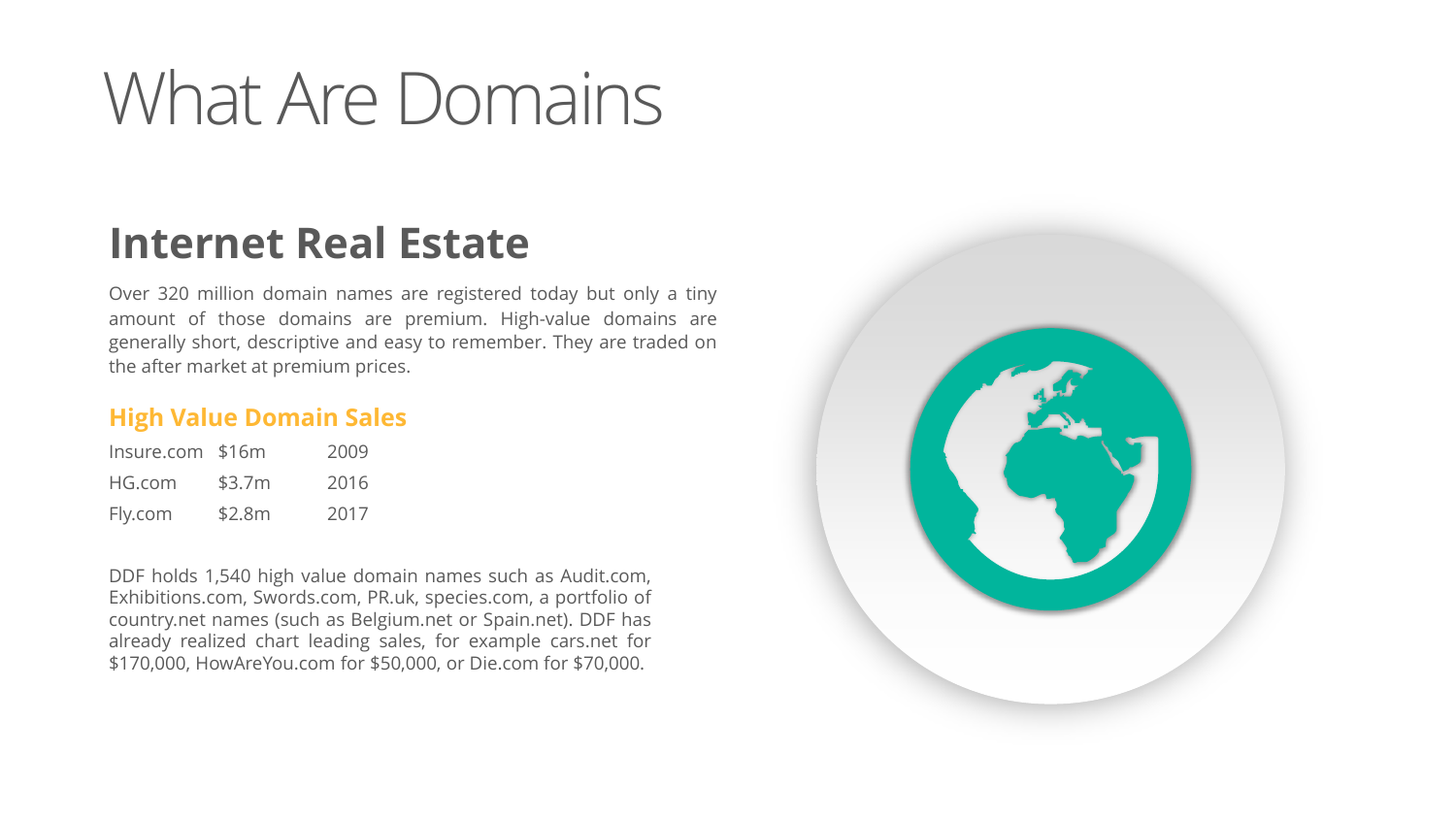# What Are Domains

## Internet Real Estate

Over 320 million domain names are registered today but only a tiny amount of those domains are premium. High-value domains are generally short, descriptive and easy to remember. They are traded on the after market at premium prices.

### High Value Domain Sales

| Domain | Price | Year |
|---|---|---|
| Insure.com | $16m | 2009 |
| HG.com | $3.7m | 2016 |
| Fly.com | $2.8m | 2017 |

DDF holds 1,540 high value domain names such as Audit.com, Exhibitions.com, Swords.com, PR.uk, species.com, a portfolio of country.net names (such as Belgium.net or Spain.net). DDF has already realized chart leading sales, for example cars.net for $170,000, HowAreYou.com for $50,000, or Die.com for $70,000.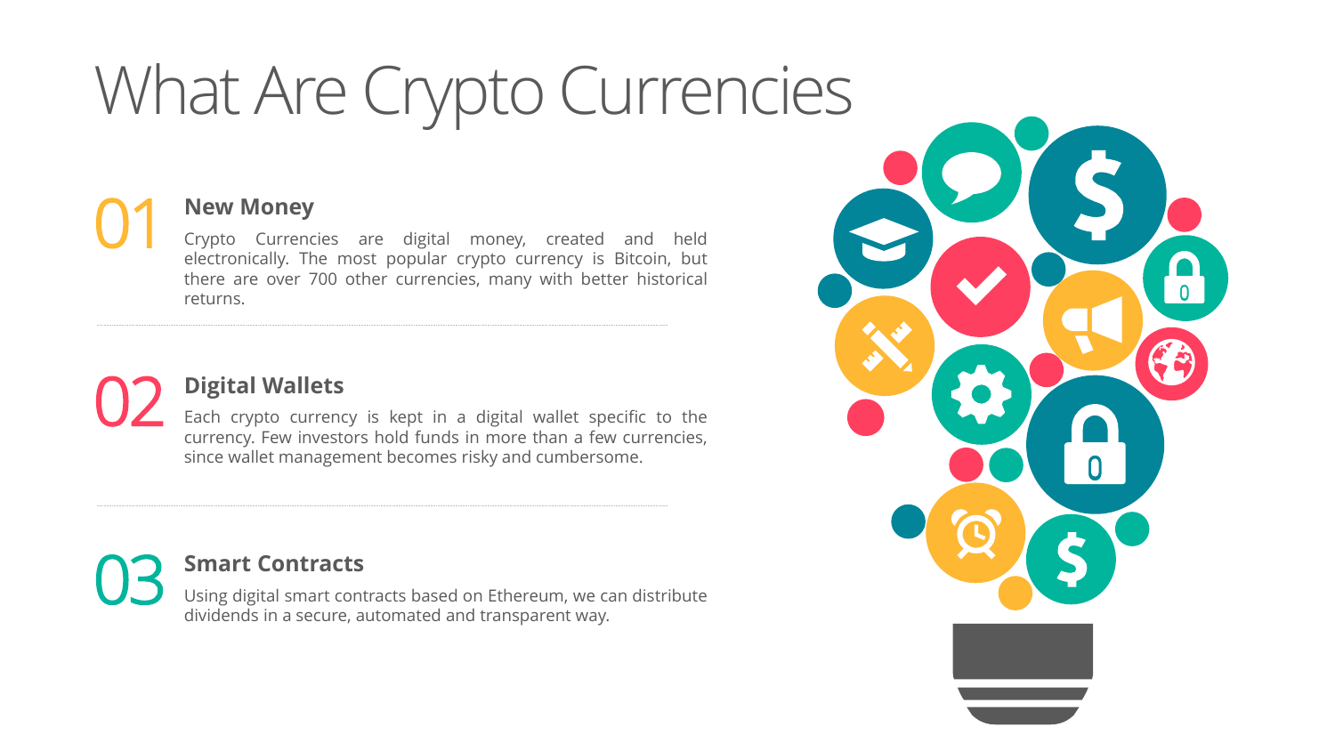# What Are Crypto Currencies

## 01 New Money

Crypto Currencies are digital money, created and held electronically. The most popular crypto currency is Bitcoin, but there are over 700 other currencies, many with better historical returns.

---

## 02 Digital Wallets

Each crypto currency is kept in a digital wallet specific to the currency. Few investors hold funds in more than a few currencies, since wallet management becomes risky and cumbersome.

---

## 03 Smart Contracts

Using digital smart contracts based on Ethereum, we can distribute dividends in a secure, automated and transparent way.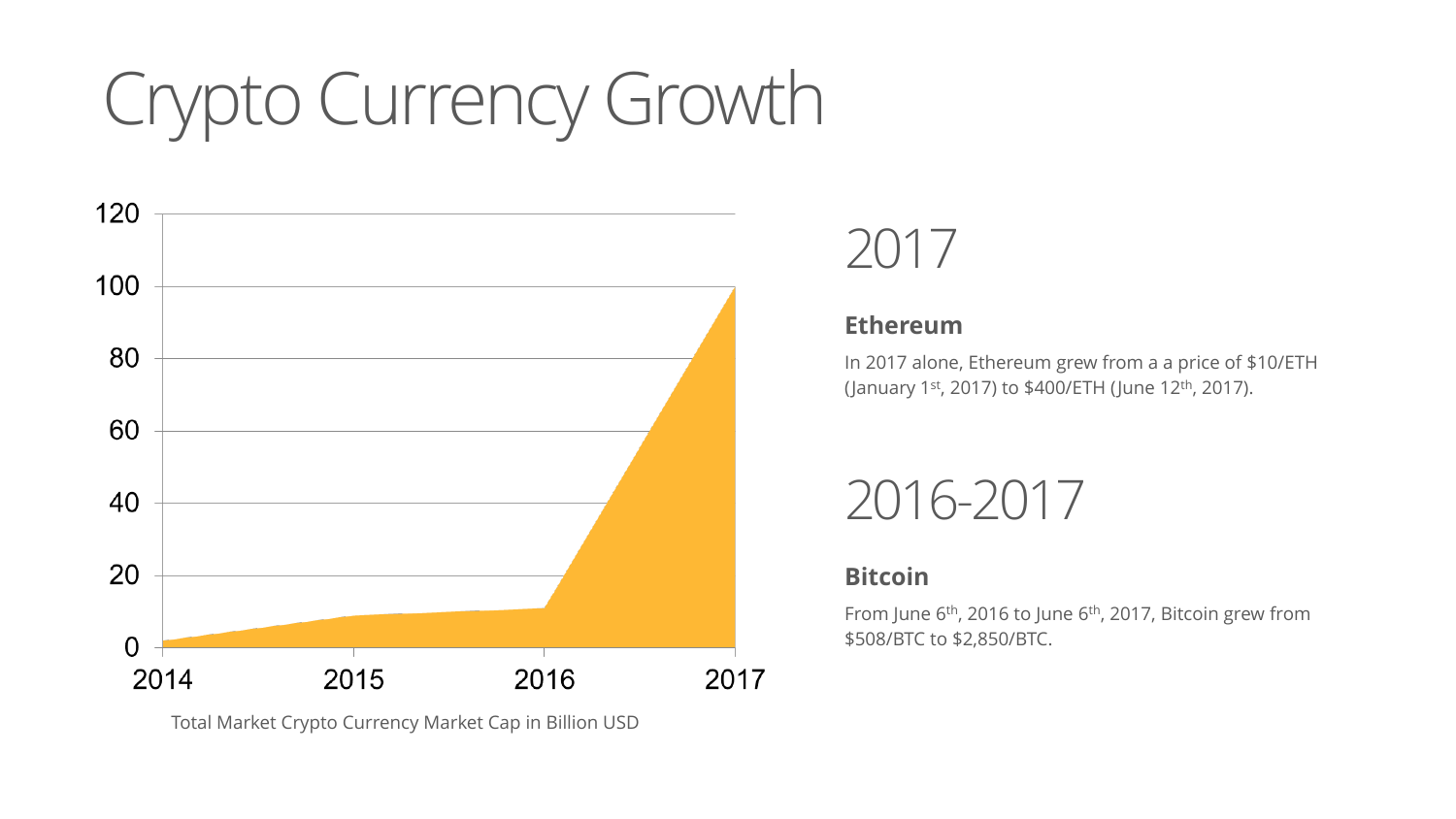# Crypto Currency Growth

Total Market Crypto Currency Market Cap in Billion USD

## 2017

### Ethereum

In 2017 alone, Ethereum grew from a a price of $10/ETH (January 1st, 2017) to $400/ETH (June 12th, 2017).

## 2016-2017

### Bitcoin

From June 6th, 2016 to June 6th, 2017, Bitcoin grew from $508/BTC to $2,850/BTC.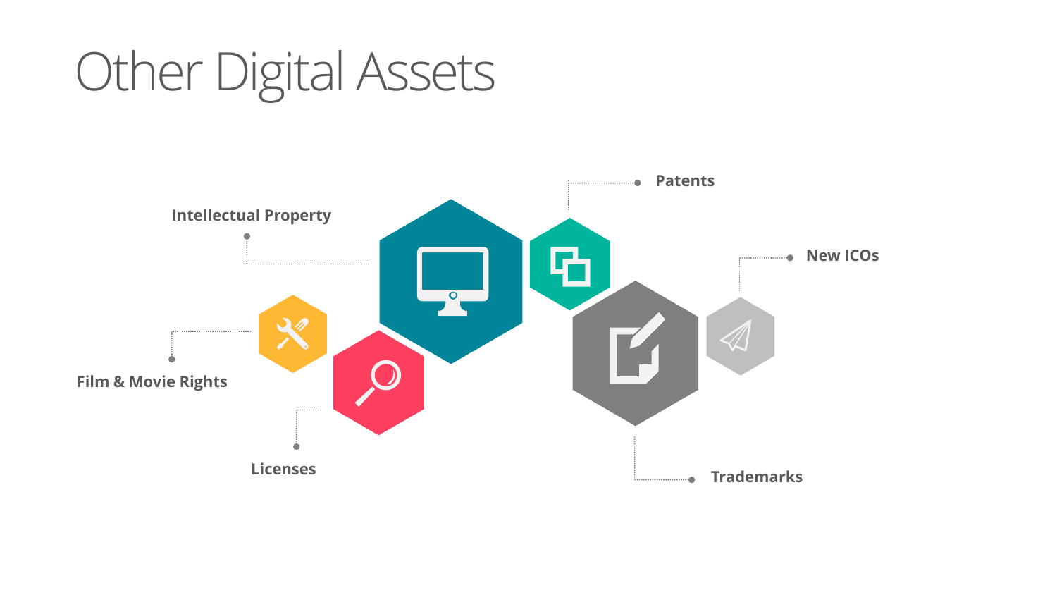# Other Digital Assets

- Intellectual Property
- Patents
- New ICOs
- Film & Movie Rights
- Licenses
- Trademarks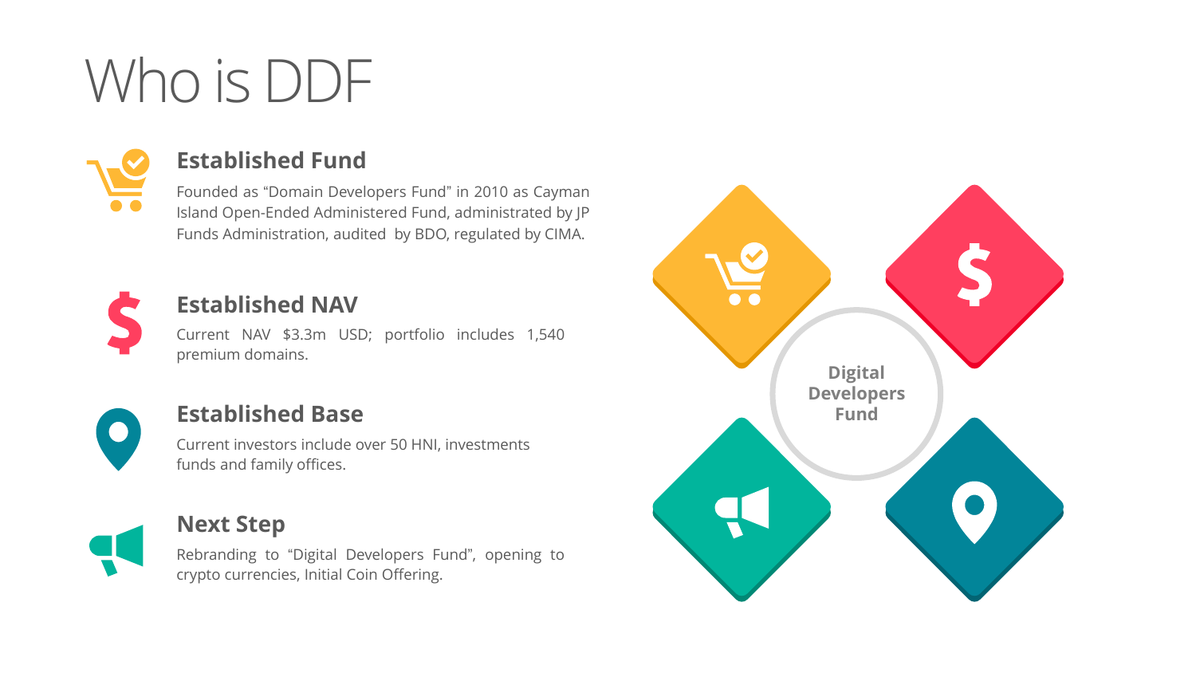# Who is DDF

### Established Fund

Founded as "Domain Developers Fund" in 2010 as Cayman Island Open-Ended Administered Fund, administrated by JP Funds Administration, audited by BDO, regulated by CIMA.

### Established NAV

Current NAV $3.3m USD; portfolio includes 1,540 premium domains.

### Established Base

Current investors include over 50 HNI, investments funds and family offices.

### Next Step

Rebranding to "Digital Developers Fund", opening to crypto currencies, Initial Coin Offering.

Digital Developers Fund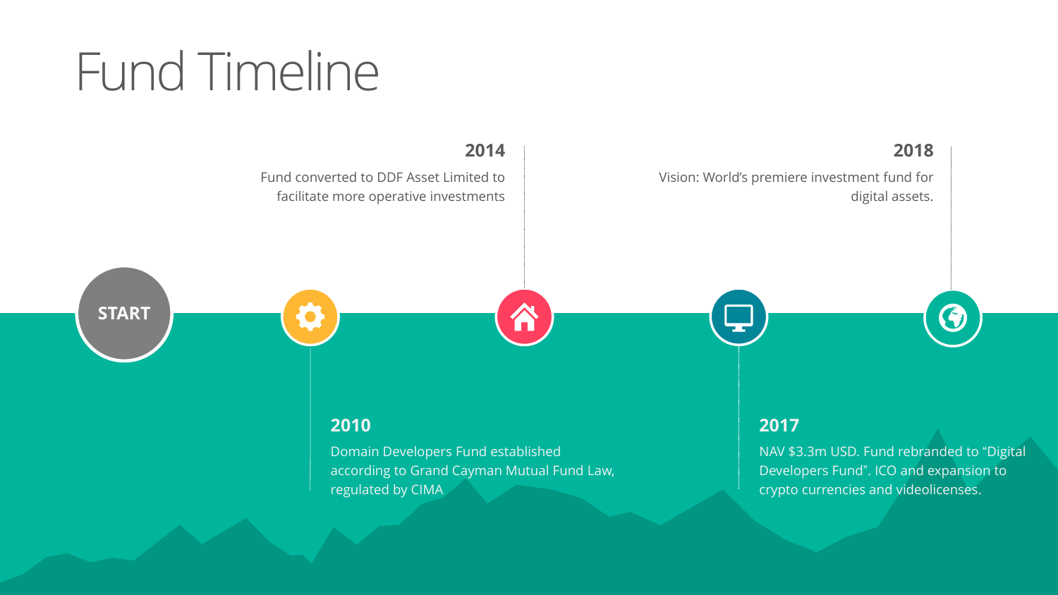# Fund Timeline

START

**2010**

Domain Developers Fund established according to Grand Cayman Mutual Fund Law, regulated by CIMA

**2014**

Fund converted to DDF Asset Limited to facilitate more operative investments

**2017**

NAV $3.3m USD. Fund rebranded to "Digital Developers Fund". ICO and expansion to crypto currencies and videolicenses.

**2018**

Vision: World's premiere investment fund for digital assets.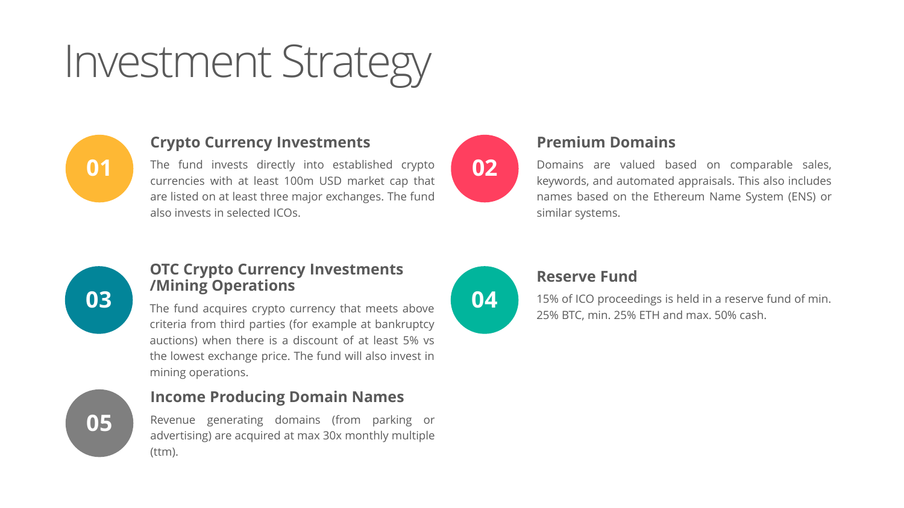# Investment Strategy

### 01 Crypto Currency Investments

The fund invests directly into established crypto currencies with at least 100m USD market cap that are listed on at least three major exchanges. The fund also invests in selected ICOs.

### 02 Premium Domains

Domains are valued based on comparable sales, keywords, and automated appraisals. This also includes names based on the Ethereum Name System (ENS) or similar systems.

### 03 OTC Crypto Currency Investments /Mining Operations

The fund acquires crypto currency that meets above criteria from third parties (for example at bankruptcy auctions) when there is a discount of at least 5% vs the lowest exchange price. The fund will also invest in mining operations.

### 04 Reserve Fund

15% of ICO proceedings is held in a reserve fund of min. 25% BTC, min. 25% ETH and max. 50% cash.

### 05 Income Producing Domain Names

Revenue generating domains (from parking or advertising) are acquired at max 30x monthly multiple (ttm).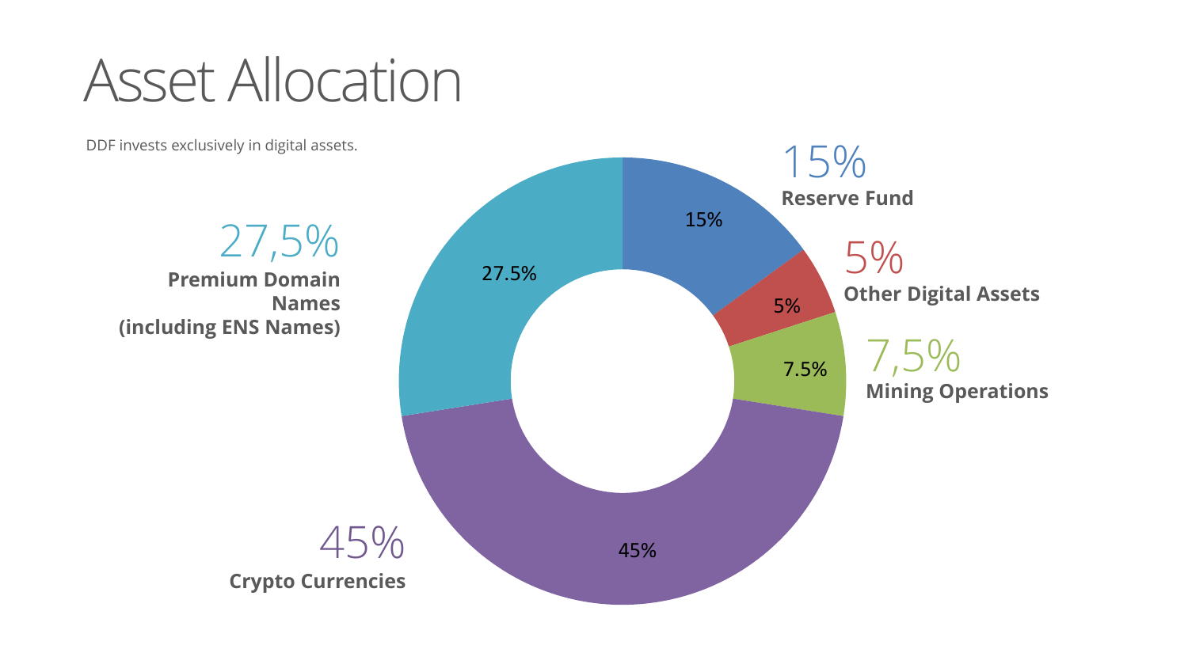# Asset Allocation

DDF invests exclusively in digital assets.

15%
**Reserve Fund**

5%
**Other Digital Assets**

7,5%
**Mining Operations**

45%
**Crypto Currencies**

27,5%
**Premium Domain Names (including ENS Names)**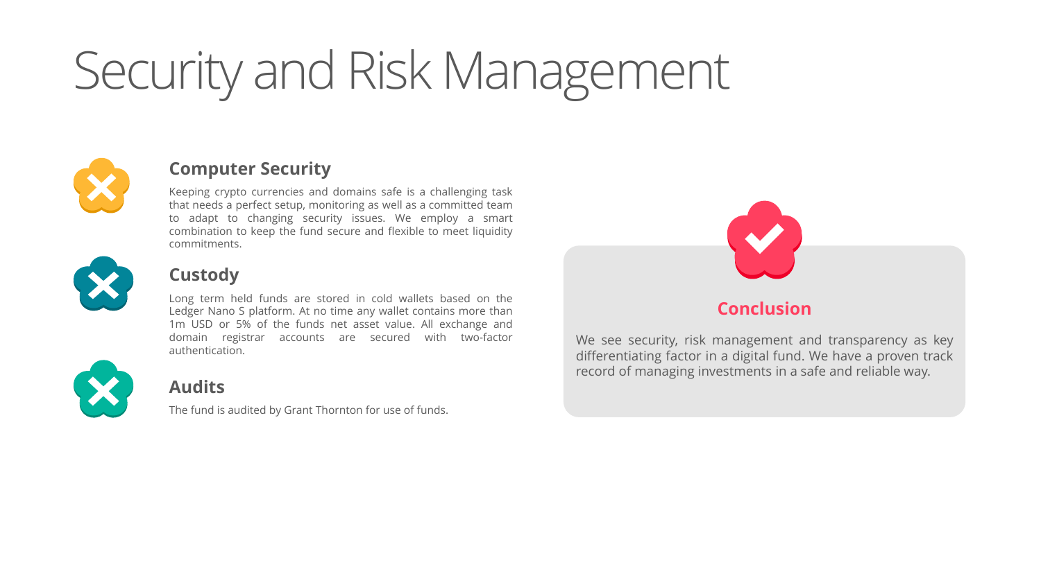# Security and Risk Management

## Computer Security

Keeping crypto currencies and domains safe is a challenging task that needs a perfect setup, monitoring as well as a committed team to adapt to changing security issues. We employ a smart combination to keep the fund secure and flexible to meet liquidity commitments.

## Custody

Long term held funds are stored in cold wallets based on the Ledger Nano S platform. At no time any wallet contains more than 1m USD or 5% of the funds net asset value. All exchange and domain registrar accounts are secured with two-factor authentication.

## Audits

The fund is audited by Grant Thornton for use of funds.

## Conclusion

We see security, risk management and transparency as key differentiating factor in a digital fund. We have a proven track record of managing investments in a safe and reliable way.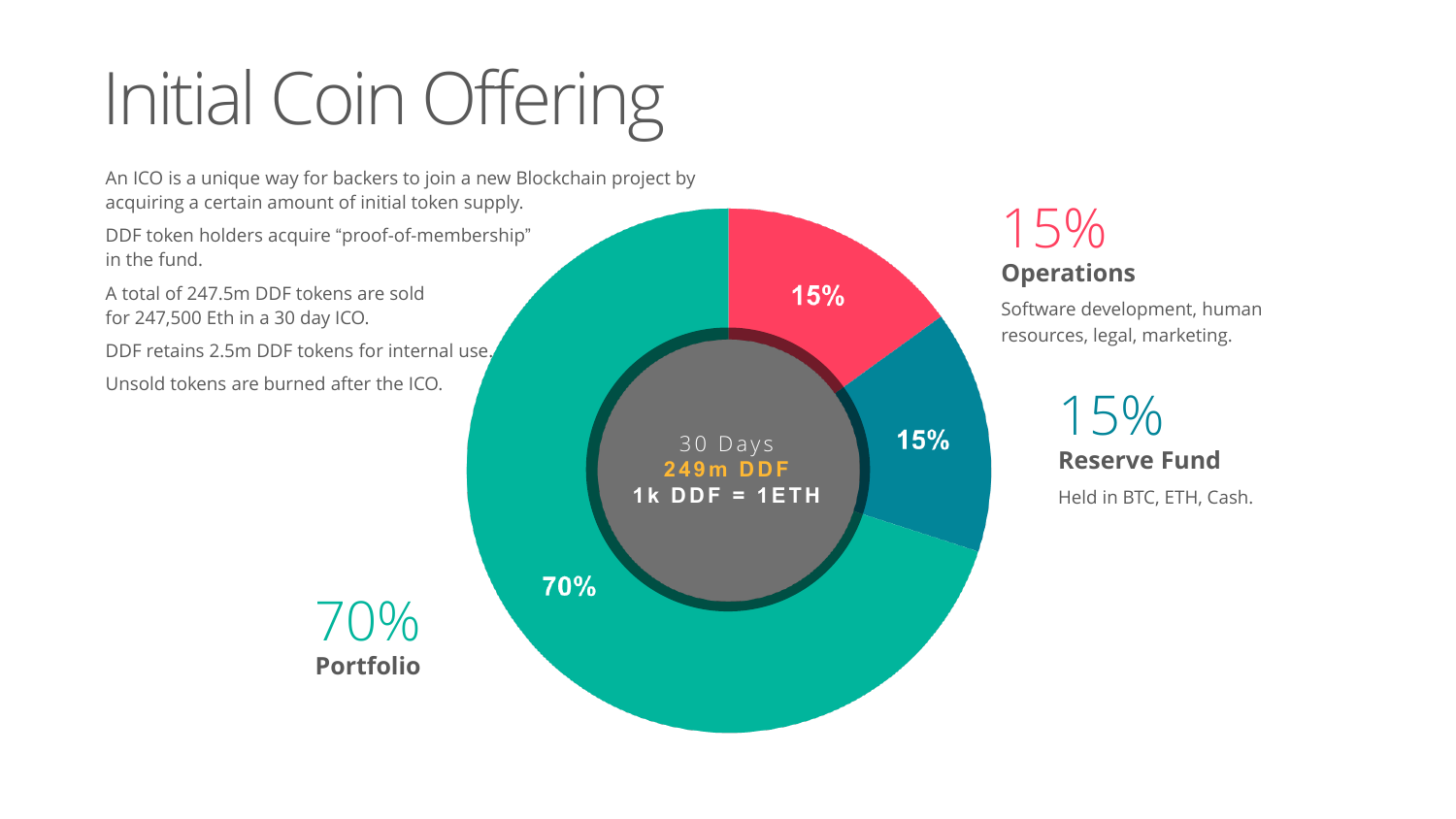# Initial Coin Offering

An ICO is a unique way for backers to join a new Blockchain project by acquiring a certain amount of initial token supply.

DDF token holders acquire "proof-of-membership" in the fund.

A total of 247.5m DDF tokens are sold for 247,500 Eth in a 30 day ICO.

DDF retains 2.5m DDF tokens for internal use.

Unsold tokens are burned after the ICO.

30 Days
**249m DDF**
**1k DDF = 1ETH**

15%
**Operations**
Software development, human resources, legal, marketing.

15%
**Reserve Fund**
Held in BTC, ETH, Cash.

70%
**Portfolio**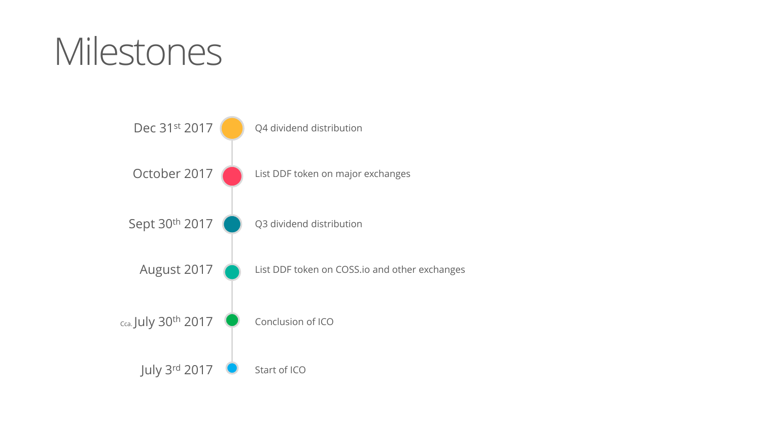# Milestones

| Date | Milestone |
| --- | --- |
| Dec 31st 2017 | Q4 dividend distribution |
| October 2017 | List DDF token on major exchanges |
| Sept 30th 2017 | Q3 dividend distribution |
| August 2017 | List DDF token on COSS.io and other exchanges |
| Cca. July 30th 2017 | Conclusion of ICO |
| July 3rd 2017 | Start of ICO |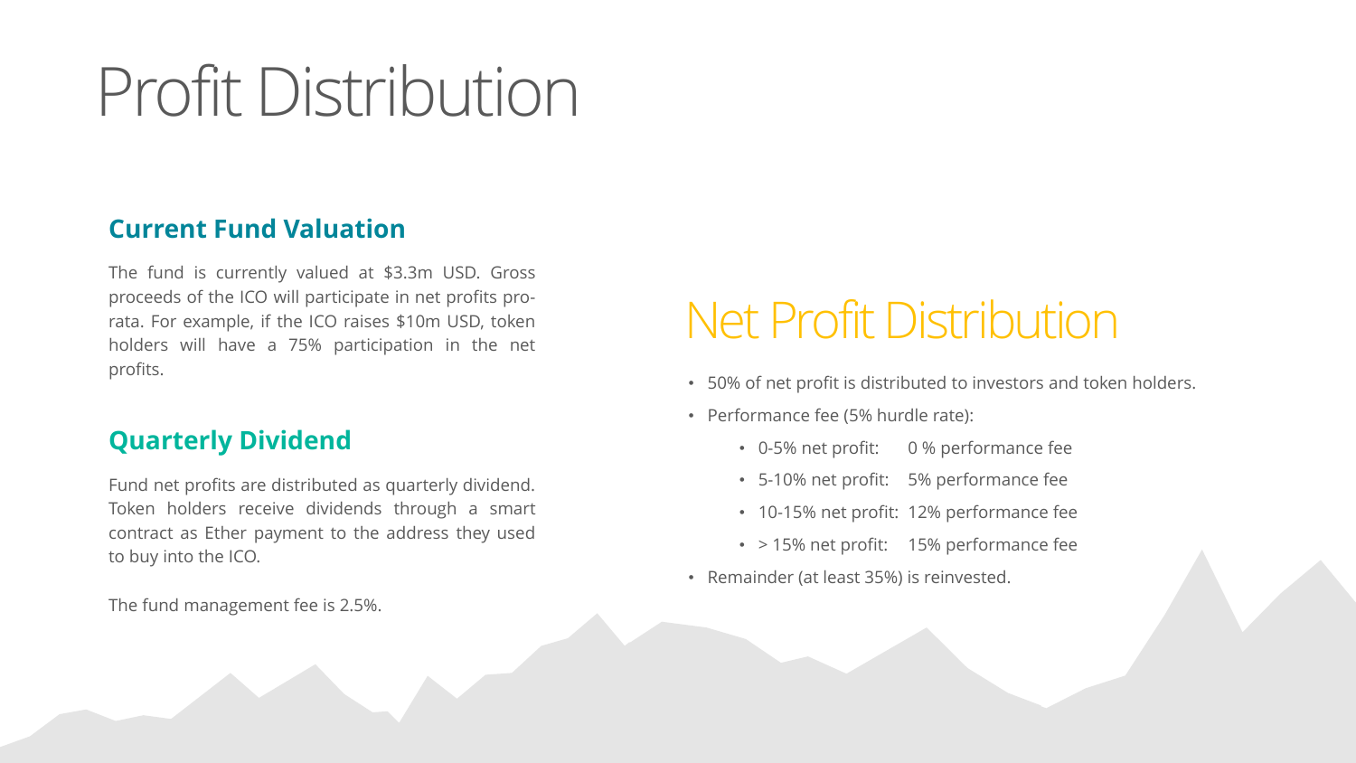# Profit Distribution

### Current Fund Valuation

The fund is currently valued at $3.3m USD. Gross proceeds of the ICO will participate in net profits pro-rata. For example, if the ICO raises $10m USD, token holders will have a 75% participation in the net profits.

### Quarterly Dividend

Fund net profits are distributed as quarterly dividend. Token holders receive dividends through a smart contract as Ether payment to the address they used to buy into the ICO.

The fund management fee is 2.5%.

## Net Profit Distribution

- 50% of net profit is distributed to investors and token holders.
- Performance fee (5% hurdle rate):
  - 0-5% net profit: 0 % performance fee
  - 5-10% net profit: 5% performance fee
  - 10-15% net profit: 12% performance fee
  - > 15% net profit: 15% performance fee
- Remainder (at least 35%) is reinvested.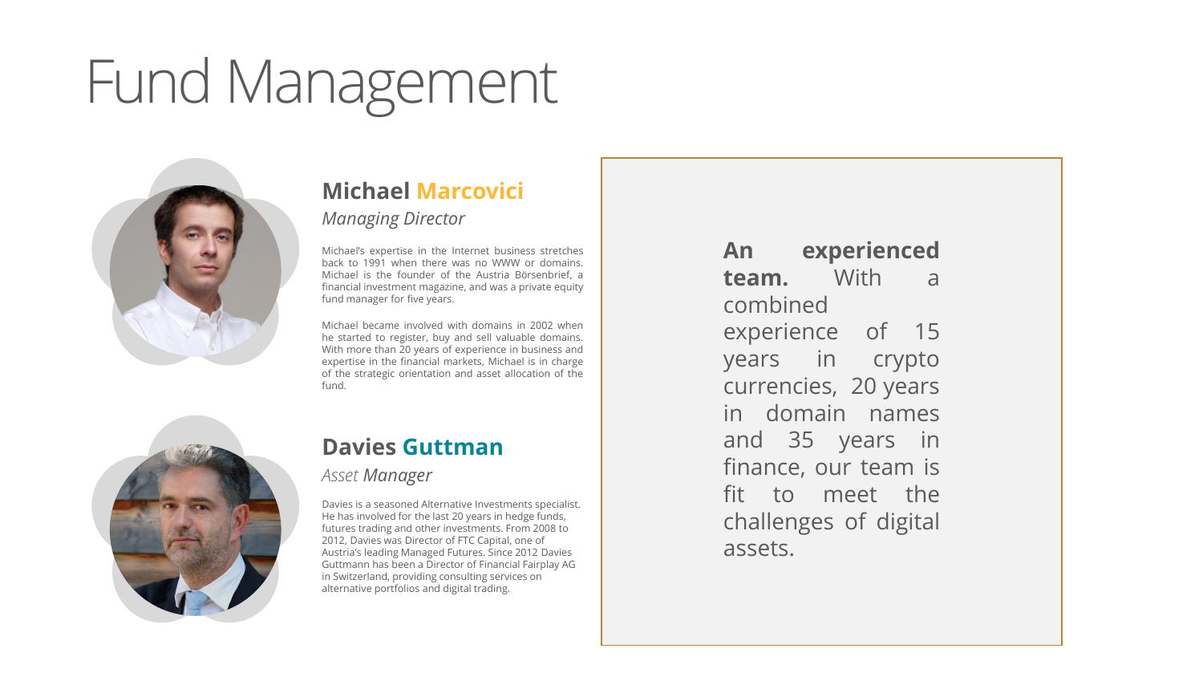# Fund Management

## Michael Marcovici

*Managing Director*

Michael's expertise in the Internet business stretches back to 1991 when there was no WWW or domains. Michael is the founder of the Austria Börsenbrief, a financial investment magazine, and was a private equity fund manager for five years.

Michael became involved with domains in 2002 when he started to register, buy and sell valuable domains. With more than 20 years of experience in business and expertise in the financial markets, Michael is in charge of the strategic orientation and asset allocation of the fund.

## Davies Guttman

*Asset Manager*

Davies is a seasoned Alternative Investments specialist. He has involved for the last 20 years in hedge funds, futures trading and other investments. From 2008 to 2012, Davies was Director of FTC Capital, one of Austria's leading Managed Futures. Since 2012 Davies Guttmann has been a Director of Financial Fairplay AG in Switzerland, providing consulting services on alternative portfolios and digital trading.

**An experienced team.** With a combined experience of 15 years in crypto currencies, 20 years in domain names and 35 years in finance, our team is fit to meet the challenges of digital assets.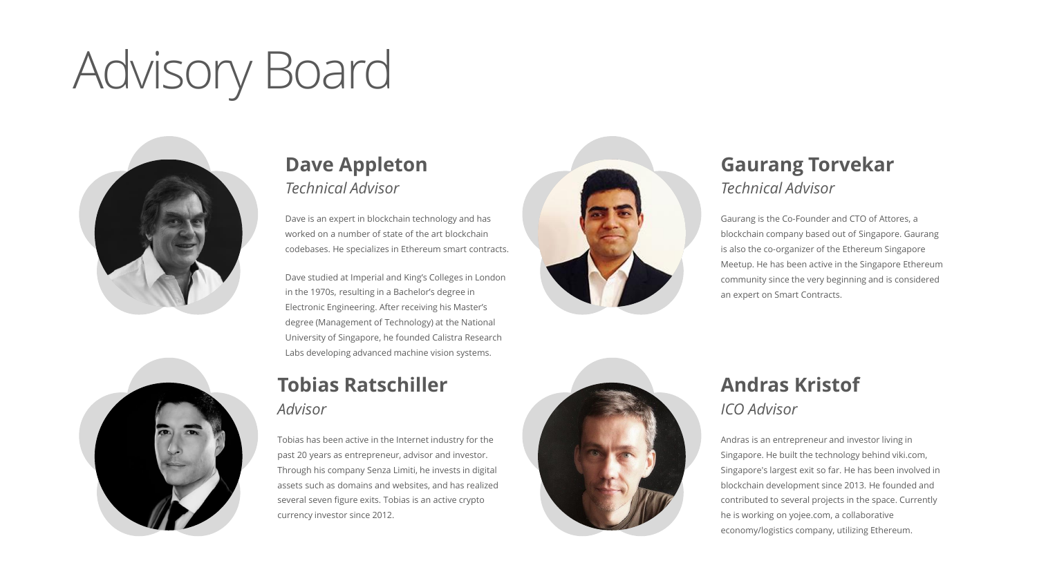# Advisory Board

## Dave Appleton

*Technical Advisor*

Dave is an expert in blockchain technology and has worked on a number of state of the art blockchain codebases. He specializes in Ethereum smart contracts.

Dave studied at Imperial and King's Colleges in London in the 1970s, resulting in a Bachelor's degree in Electronic Engineering. After receiving his Master's degree (Management of Technology) at the National University of Singapore, he founded Calistra Research Labs developing advanced machine vision systems.

## Gaurang Torvekar

*Technical Advisor*

Gaurang is the Co-Founder and CTO of Attores, a blockchain company based out of Singapore. Gaurang is also the co-organizer of the Ethereum Singapore Meetup. He has been active in the Singapore Ethereum community since the very beginning and is considered an expert on Smart Contracts.

## Tobias Ratschiller

*Advisor*

Tobias has been active in the Internet industry for the past 20 years as entrepreneur, advisor and investor. Through his company Senza Limiti, he invests in digital assets such as domains and websites, and has realized several seven figure exits. Tobias is an active crypto currency investor since 2012.

## Andras Kristof

*ICO Advisor*

Andras is an entrepreneur and investor living in Singapore. He built the technology behind viki.com, Singapore's largest exit so far. He has been involved in blockchain development since 2013. He founded and contributed to several projects in the space. Currently he is working on yojee.com, a collaborative economy/logistics company, utilizing Ethereum.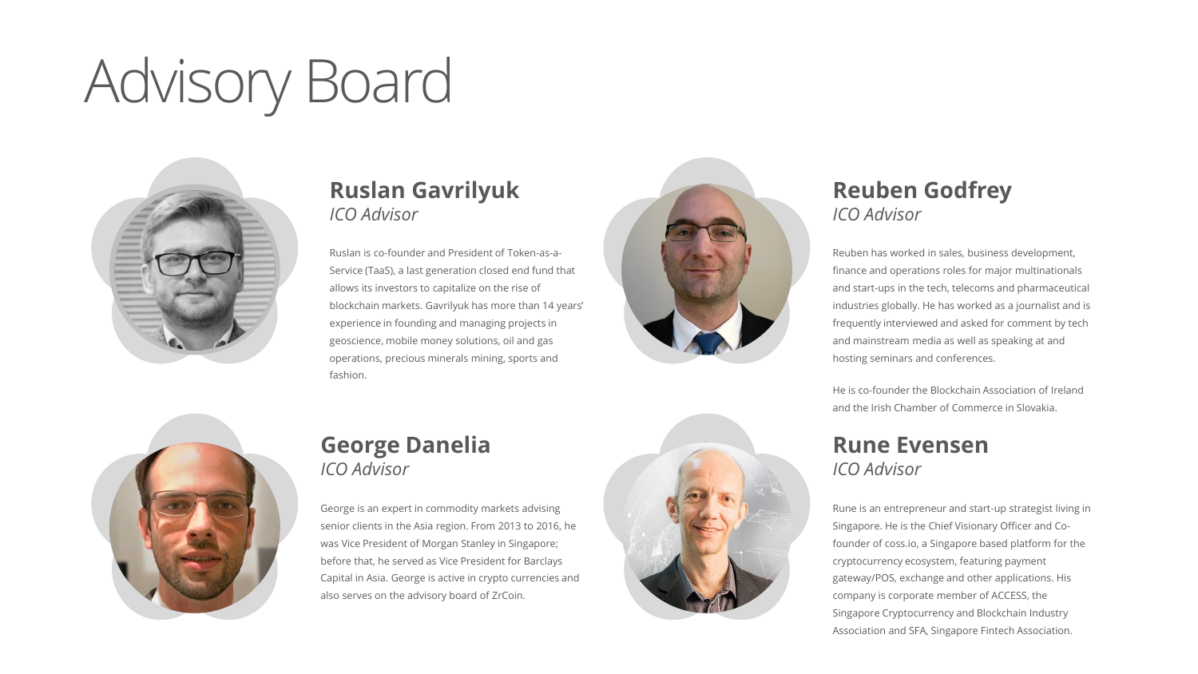# Advisory Board

## Ruslan Gavrilyuk

*ICO Advisor*

Ruslan is co-founder and President of Token-as-a-Service (TaaS), a last generation closed end fund that allows its investors to capitalize on the rise of blockchain markets. Gavrilyuk has more than 14 years' experience in founding and managing projects in geoscience, mobile money solutions, oil and gas operations, precious minerals mining, sports and fashion.

## Reuben Godfrey

*ICO Advisor*

Reuben has worked in sales, business development, finance and operations roles for major multinationals and start-ups in the tech, telecoms and pharmaceutical industries globally. He has worked as a journalist and is frequently interviewed and asked for comment by tech and mainstream media as well as speaking at and hosting seminars and conferences.

He is co-founder the Blockchain Association of Ireland and the Irish Chamber of Commerce in Slovakia.

## George Danelia

*ICO Advisor*

George is an expert in commodity markets advising senior clients in the Asia region. From 2013 to 2016, he was Vice President of Morgan Stanley in Singapore; before that, he served as Vice President for Barclays Capital in Asia. George is active in crypto currencies and also serves on the advisory board of ZrCoin.

## Rune Evensen

*ICO Advisor*

Rune is an entrepreneur and start-up strategist living in Singapore. He is the Chief Visionary Officer and Co-founder of coss.io, a Singapore based platform for the cryptocurrency ecosystem, featuring payment gateway/POS, exchange and other applications. His company is corporate member of ACCESS, the Singapore Cryptocurrency and Blockchain Industry Association and SFA, Singapore Fintech Association.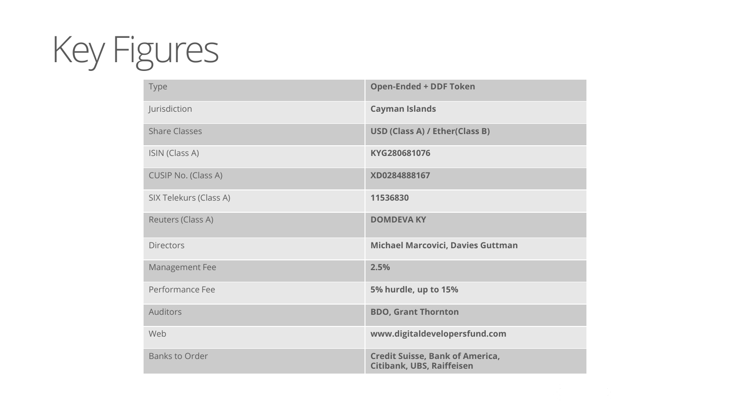# Key Figures

| | |
|---|---|
| Type | **Open-Ended + DDF Token** |
| Jurisdiction | **Cayman Islands** |
| Share Classes | **USD (Class A) / Ether(Class B)** |
| ISIN (Class A) | **KYG280681076** |
| CUSIP No. (Class A) | **XD0284888167** |
| SIX Telekurs (Class A) | **11536830** |
| Reuters (Class A) | **DOMDEVA KY** |
| Directors | **Michael Marcovici, Davies Guttman** |
| Management Fee | **2.5%** |
| Performance Fee | **5% hurdle, up to 15%** |
| Auditors | **BDO, Grant Thornton** |
| Web | **www.digitaldevelopersfund.com** |
| Banks to Order | **Credit Suisse, Bank of America, Citibank, UBS, Raiffeisen** |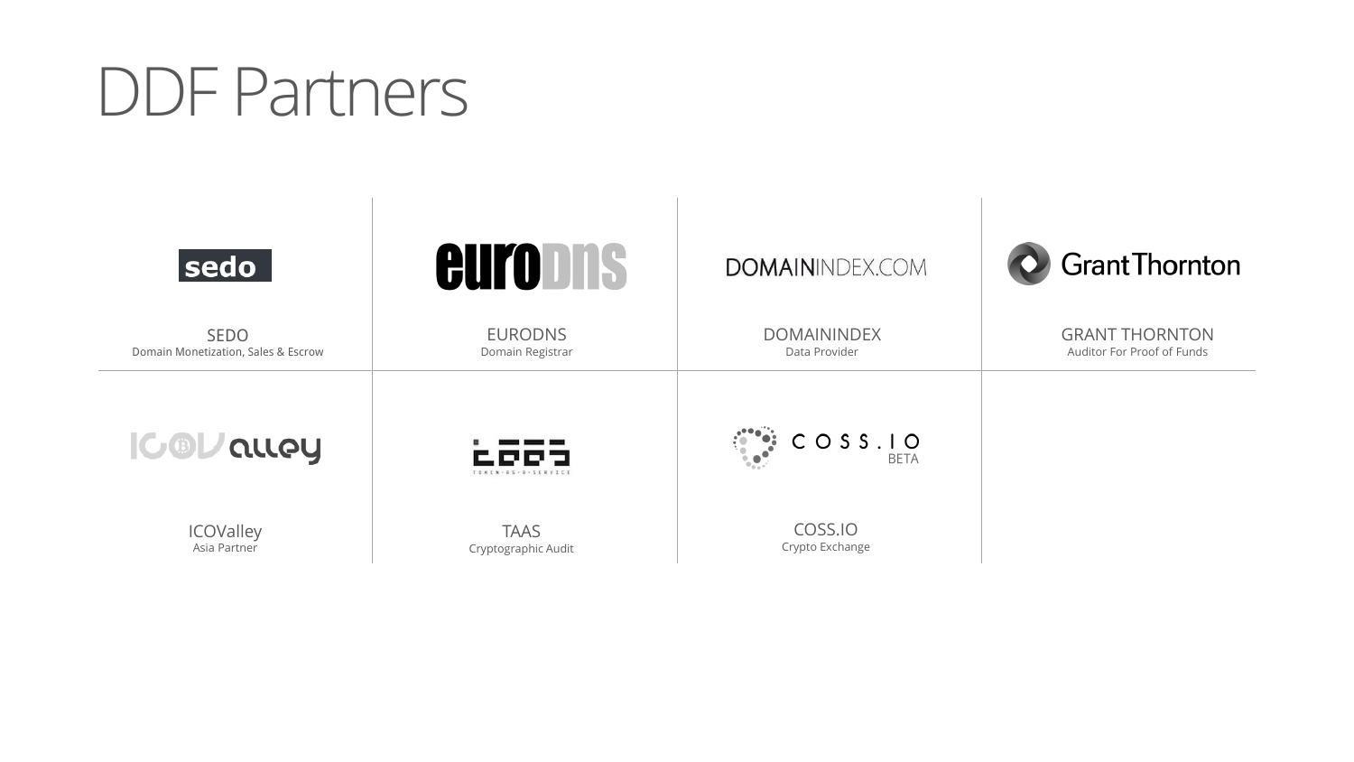# DDF Partners

| SEDO<br>Domain Monetization, Sales & Escrow | EURODNS<br>Domain Registrar | DOMAININDEX<br>Data Provider | GRANT THORNTON<br>Auditor For Proof of Funds |
|---|---|---|---|
| ICOValley<br>Asia Partner | TAAS<br>Cryptographic Audit | COSS.IO<br>Crypto Exchange | |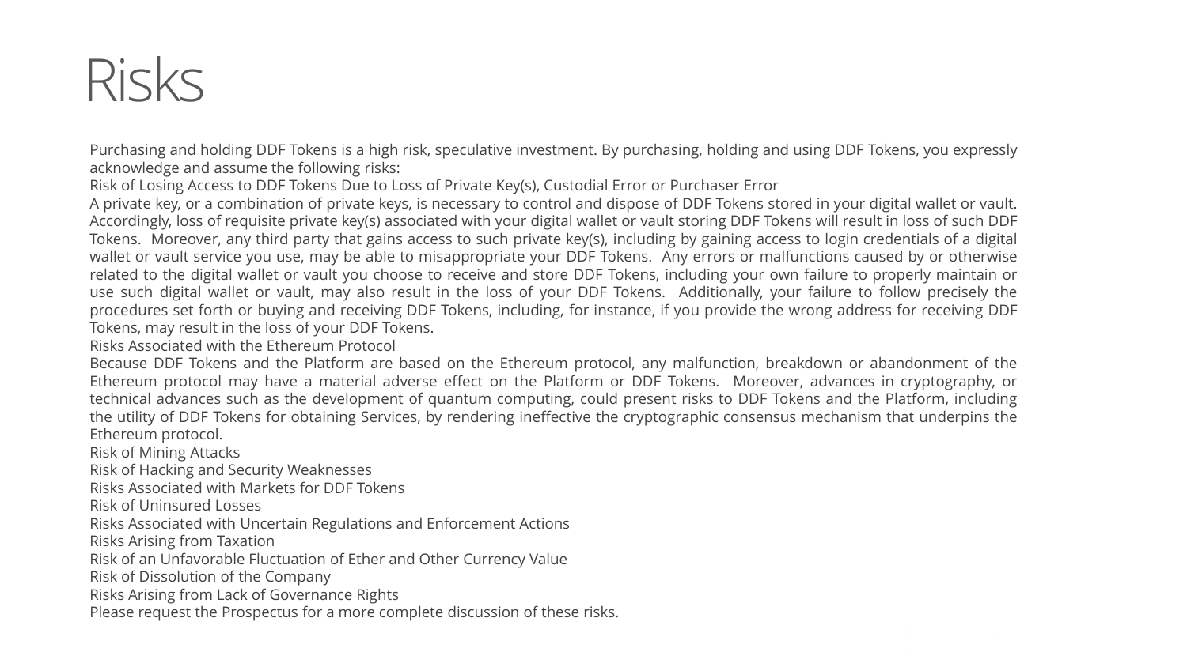# Risks

Purchasing and holding DDF Tokens is a high risk, speculative investment. By purchasing, holding and using DDF Tokens, you expressly acknowledge and assume the following risks:

Risk of Losing Access to DDF Tokens Due to Loss of Private Key(s), Custodial Error or Purchaser Error

A private key, or a combination of private keys, is necessary to control and dispose of DDF Tokens stored in your digital wallet or vault. Accordingly, loss of requisite private key(s) associated with your digital wallet or vault storing DDF Tokens will result in loss of such DDF Tokens. Moreover, any third party that gains access to such private key(s), including by gaining access to login credentials of a digital wallet or vault service you use, may be able to misappropriate your DDF Tokens. Any errors or malfunctions caused by or otherwise related to the digital wallet or vault you choose to receive and store DDF Tokens, including your own failure to properly maintain or use such digital wallet or vault, may also result in the loss of your DDF Tokens. Additionally, your failure to follow precisely the procedures set forth or buying and receiving DDF Tokens, including, for instance, if you provide the wrong address for receiving DDF Tokens, may result in the loss of your DDF Tokens.

Risks Associated with the Ethereum Protocol

Because DDF Tokens and the Platform are based on the Ethereum protocol, any malfunction, breakdown or abandonment of the Ethereum protocol may have a material adverse effect on the Platform or DDF Tokens. Moreover, advances in cryptography, or technical advances such as the development of quantum computing, could present risks to DDF Tokens and the Platform, including the utility of DDF Tokens for obtaining Services, by rendering ineffective the cryptographic consensus mechanism that underpins the Ethereum protocol.

Risk of Mining Attacks

Risk of Hacking and Security Weaknesses

Risks Associated with Markets for DDF Tokens

Risk of Uninsured Losses

Risks Associated with Uncertain Regulations and Enforcement Actions

Risks Arising from Taxation

Risk of an Unfavorable Fluctuation of Ether and Other Currency Value

Risk of Dissolution of the Company

Risks Arising from Lack of Governance Rights

Please request the Prospectus for a more complete discussion of these risks.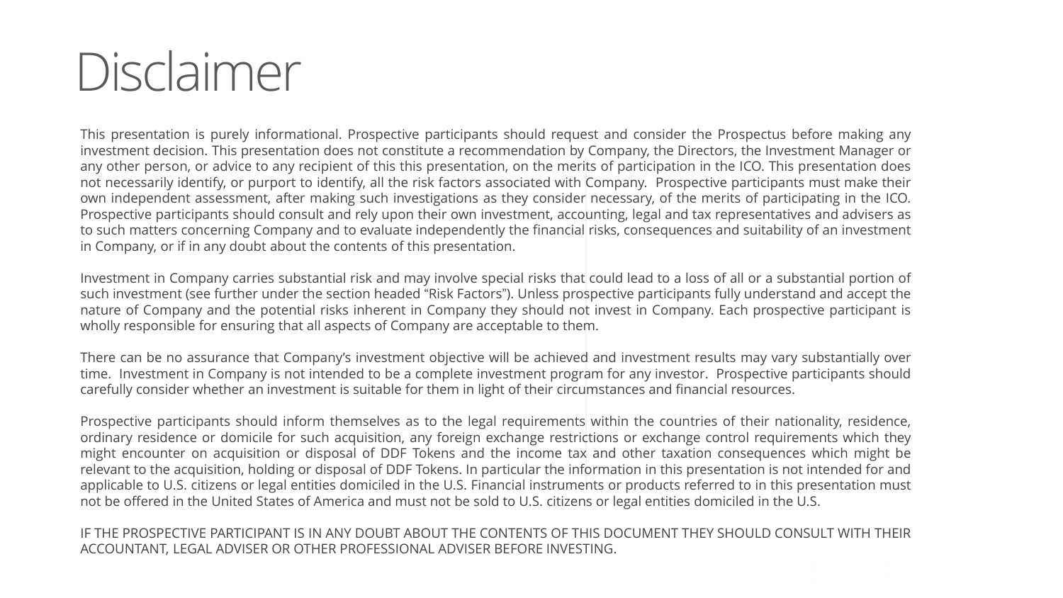# Disclaimer

This presentation is purely informational. Prospective participants should request and consider the Prospectus before making any investment decision. This presentation does not constitute a recommendation by Company, the Directors, the Investment Manager or any other person, or advice to any recipient of this this presentation, on the merits of participation in the ICO. This presentation does not necessarily identify, or purport to identify, all the risk factors associated with Company. Prospective participants must make their own independent assessment, after making such investigations as they consider necessary, of the merits of participating in the ICO. Prospective participants should consult and rely upon their own investment, accounting, legal and tax representatives and advisers as to such matters concerning Company and to evaluate independently the financial risks, consequences and suitability of an investment in Company, or if in any doubt about the contents of this presentation.

Investment in Company carries substantial risk and may involve special risks that could lead to a loss of all or a substantial portion of such investment (see further under the section headed "Risk Factors"). Unless prospective participants fully understand and accept the nature of Company and the potential risks inherent in Company they should not invest in Company. Each prospective participant is wholly responsible for ensuring that all aspects of Company are acceptable to them.

There can be no assurance that Company's investment objective will be achieved and investment results may vary substantially over time. Investment in Company is not intended to be a complete investment program for any investor. Prospective participants should carefully consider whether an investment is suitable for them in light of their circumstances and financial resources.

Prospective participants should inform themselves as to the legal requirements within the countries of their nationality, residence, ordinary residence or domicile for such acquisition, any foreign exchange restrictions or exchange control requirements which they might encounter on acquisition or disposal of DDF Tokens and the income tax and other taxation consequences which might be relevant to the acquisition, holding or disposal of DDF Tokens. In particular the information in this presentation is not intended for and applicable to U.S. citizens or legal entities domiciled in the U.S. Financial instruments or products referred to in this presentation must not be offered in the United States of America and must not be sold to U.S. citizens or legal entities domiciled in the U.S.

IF THE PROSPECTIVE PARTICIPANT IS IN ANY DOUBT ABOUT THE CONTENTS OF THIS DOCUMENT THEY SHOULD CONSULT WITH THEIR ACCOUNTANT, LEGAL ADVISER OR OTHER PROFESSIONAL ADVISER BEFORE INVESTING.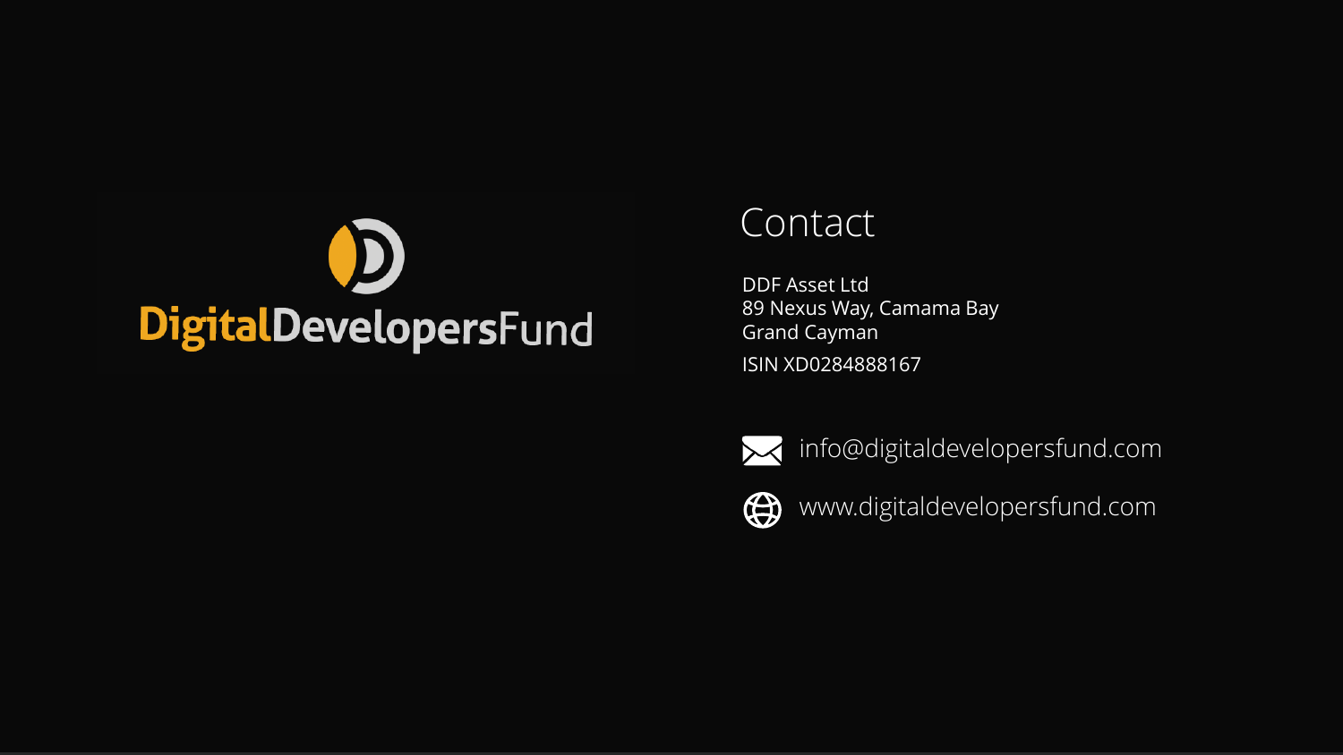DigitalDevelopersFund

# Contact

DDF Asset Ltd
89 Nexus Way, Camama Bay
Grand Cayman

ISIN XD0284888167

info@digitaldevelopersfund.com

www.digitaldevelopersfund.com